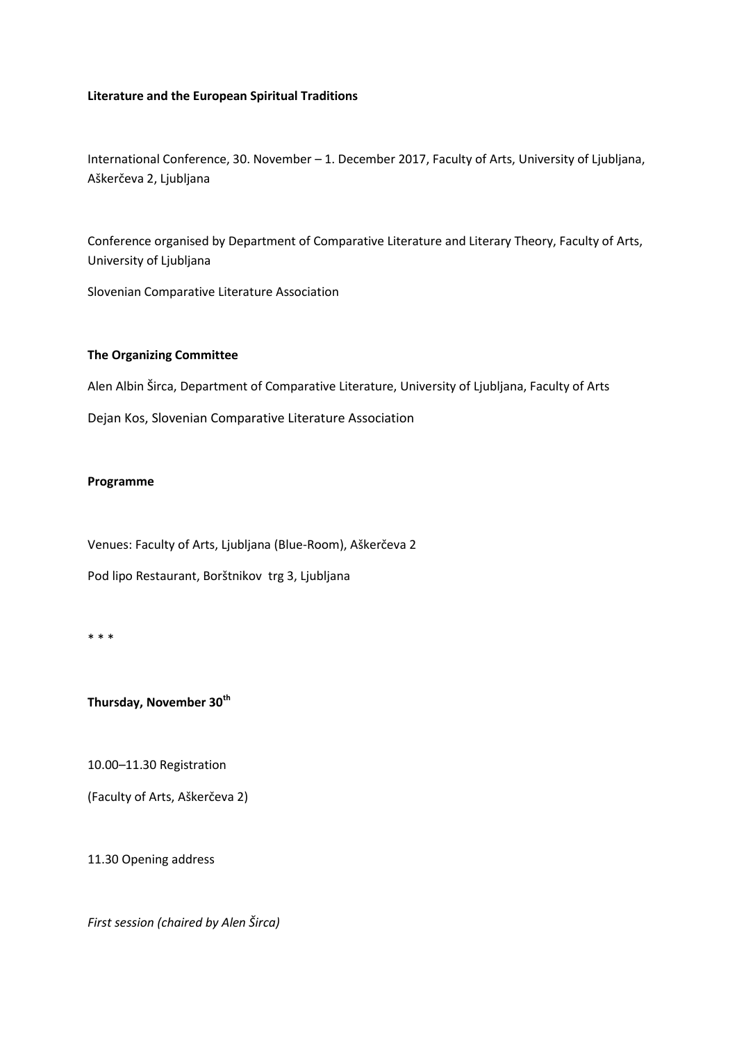**Literature and the European Spiritual Traditions**

International Conference, 30. November – 1. December 2017, Faculty of Arts, University of Ljubljana, Aškerčeva 2, Ljubljana

Conference organised by Department of Comparative Literature and Literary Theory, Faculty of Arts, University of Ljubljana

Slovenian Comparative Literature Association

**The Organizing Committee**

Alen Albin Širca, Department of Comparative Literature, University of Ljubljana, Faculty of Arts

Dejan Kos, Slovenian Comparative Literature Association

**Programme**

Venues: Faculty of Arts, Ljubljana (Blue-Room), Aškerčeva 2

Pod lipo Restaurant, Borštnikov trg 3, Ljubljana

* * *

**Thursday, November 30th**

10.00–11.30 Registration

(Faculty of Arts, Aškerčeva 2)

11.30 Opening address

*First session (chaired by Alen Širca)*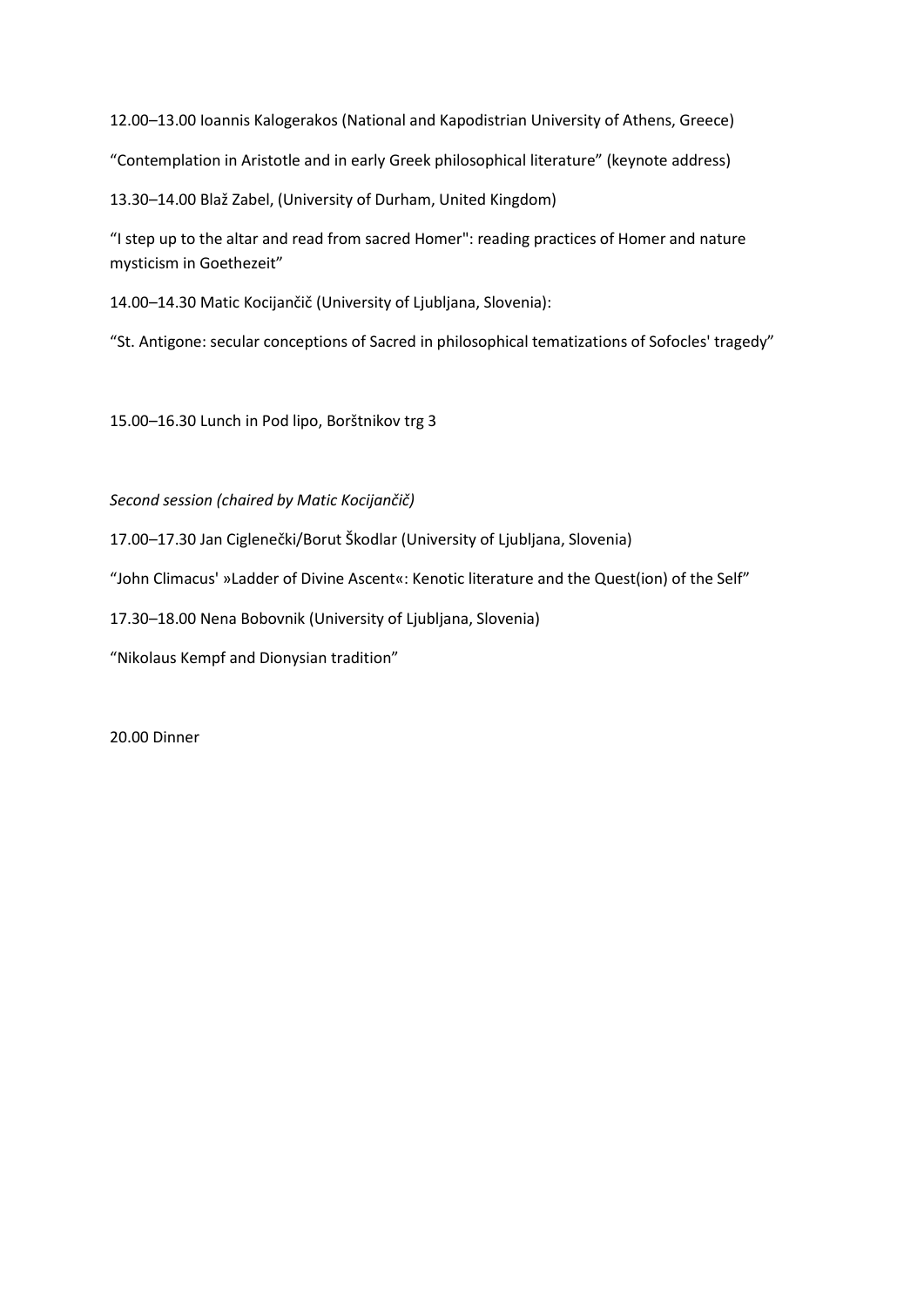12.00–13.00 Ioannis Kalogerakos (National and Kapodistrian University of Athens, Greece)

“Contemplation in Aristotle and in early Greek philosophical literature” (keynote address)

13.30–14.00 Blaž Zabel, (University of Durham, United Kingdom)

“I step up to the altar and read from sacred Homer": reading practices of Homer and nature mysticism in Goethezeit”

14.00–14.30 Matic Kocijančič (University of Ljubljana, Slovenia):

“St. Antigone: secular conceptions of Sacred in philosophical tematizations of Sofocles' tragedy”

15.00–16.30 Lunch in Pod lipo, Borštnikov trg 3

*Second session (chaired by Matic Kocijančič)*

17.00–17.30 Jan Ciglenečki/Borut Škodlar (University of Ljubljana, Slovenia)

“John Climacus' »Ladder of Divine Ascent«: Kenotic literature and the Quest(ion) of the Self”

17.30–18.00 Nena Bobovnik (University of Ljubljana, Slovenia)

“Nikolaus Kempf and Dionysian tradition”

20.00 Dinner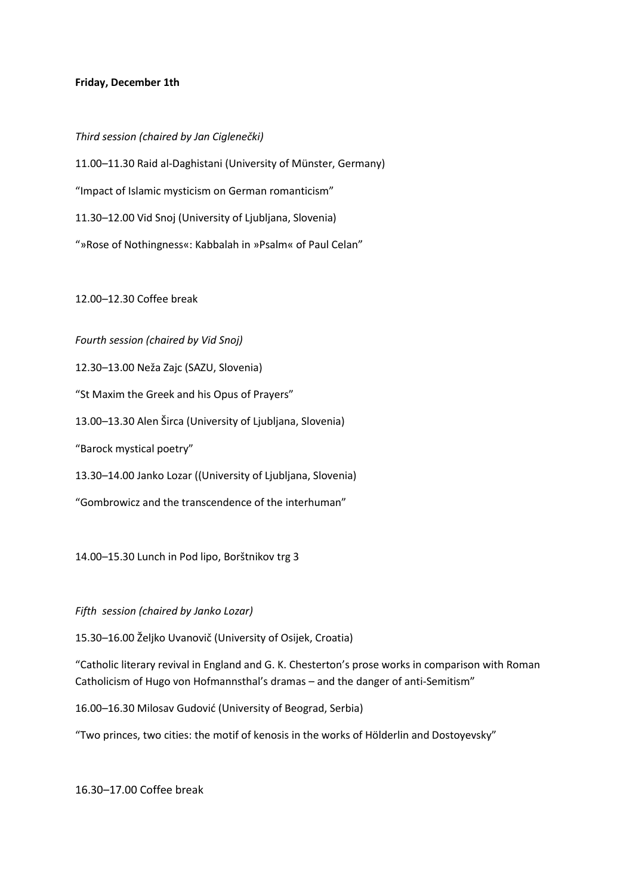**Friday, December 1th**

*Third session (chaired by Jan Ciglenečki)*

11.00–11.30 Raid al-Daghistani (University of Münster, Germany)

“Impact of Islamic mysticism on German romanticism”

11.30–12.00 Vid Snoj (University of Ljubljana, Slovenia)

“»Rose of Nothingness«: Kabbalah in »Psalm« of Paul Celan”

12.00–12.30 Coffee break

*Fourth session (chaired by Vid Snoj)*

12.30–13.00 Neža Zajc (SAZU, Slovenia)

“St Maxim the Greek and his Opus of Prayers”

13.00–13.30 Alen Širca (University of Ljubljana, Slovenia)

“Barock mystical poetry”

13.30–14.00 Janko Lozar ((University of Ljubljana, Slovenia)

“Gombrowicz and the transcendence of the interhuman”

14.00–15.30 Lunch in Pod lipo, Borštnikov trg 3

*Fifth session (chaired by Janko Lozar)*

15.30–16.00 Željko Uvanovič (University of Osijek, Croatia)

“Catholic literary revival in England and G. K. Chesterton’s prose works in comparison with Roman Catholicism of Hugo von Hofmannsthal’s dramas – and the danger of anti-Semitism”

16.00–16.30 Milosav Gudović (University of Beograd, Serbia)

“Two princes, two cities: the motif of kenosis in the works of Hölderlin and Dostoyevsky”

16.30–17.00 Coffee break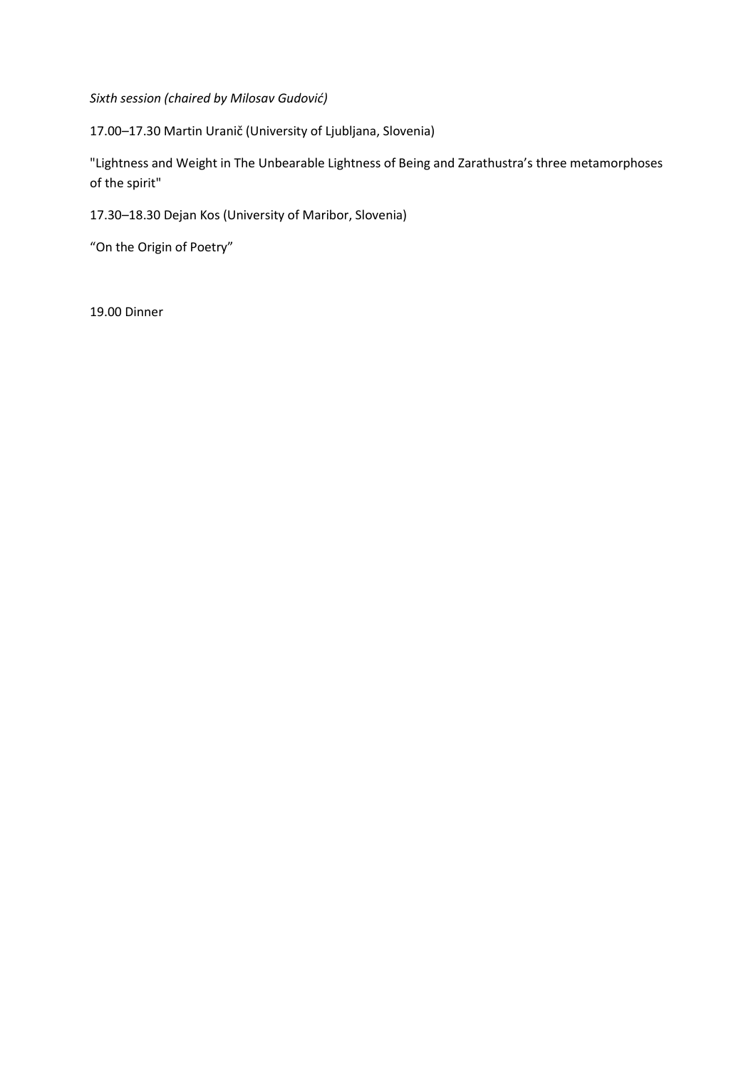*Sixth session (chaired by Milosav Gudović)*

17.00–17.30 Martin Uranič (University of Ljubljana, Slovenia)

"Lightness and Weight in The Unbearable Lightness of Being and Zarathustra's three metamorphoses of the spirit"

17.30–18.30 Dejan Kos (University of Maribor, Slovenia)

"On the Origin of Poetry"

19.00 Dinner